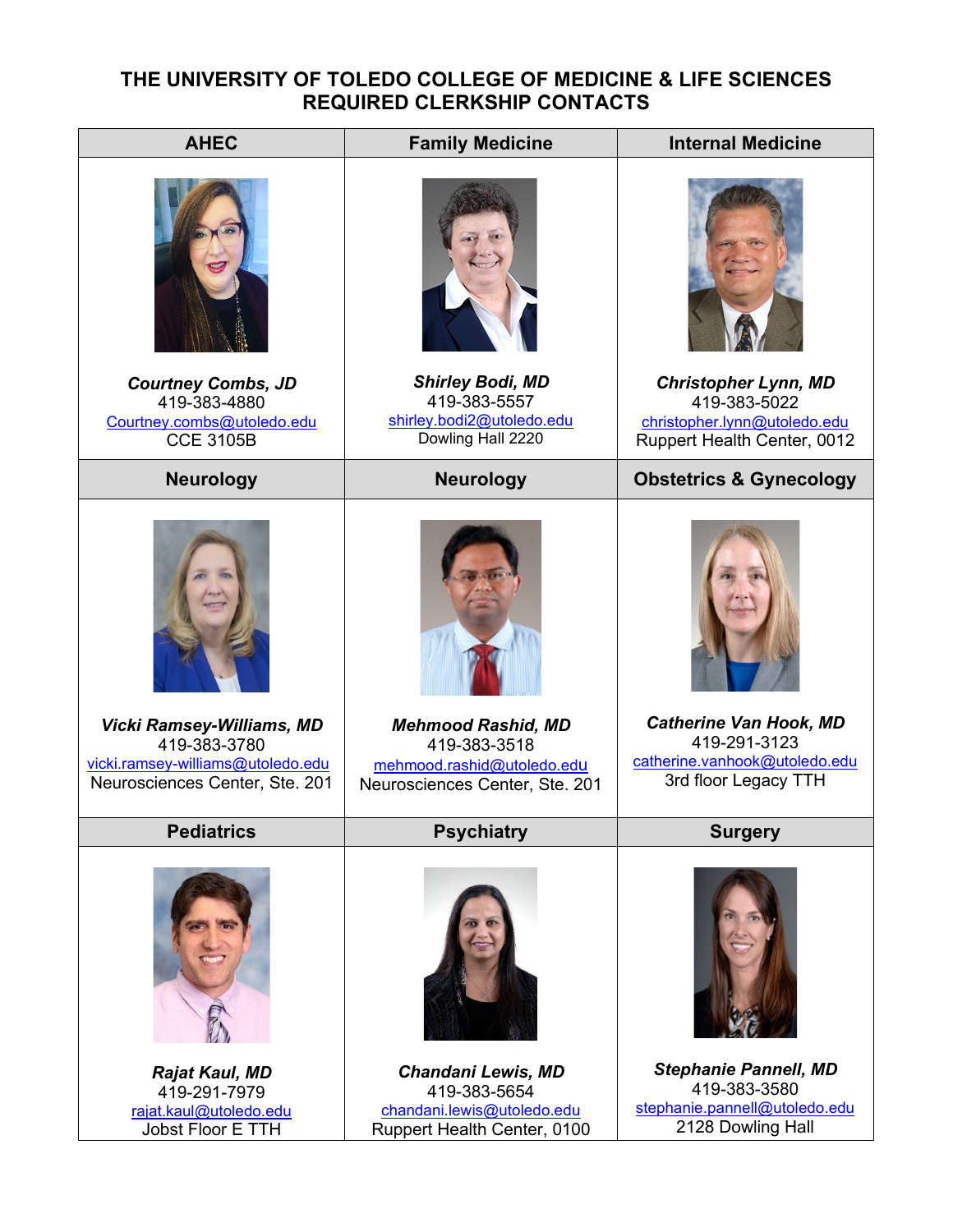# THE UNIVERSITY OF TOLEDO COLLEGE OF MEDICINE & LIFE SCIENCES
## REQUIRED CLERKSHIP CONTACTS

| AHEC | Family Medicine | Internal Medicine |
|---|---|---|
| ***Courtney Combs, JD***<br>419-383-4880<br>Courtney.combs@utoledo.edu<br>CCE 3105B | ***Shirley Bodi, MD***<br>419-383-5557<br>shirley.bodi2@utoledo.edu<br>Dowling Hall 2220 | ***Christopher Lynn, MD***<br>419-383-5022<br>christopher.lynn@utoledo.edu<br>Ruppert Health Center, 0012 |
| **Neurology** | **Neurology** | **Obstetrics & Gynecology** |
| ***Vicki Ramsey-Williams, MD***<br>419-383-3780<br>vicki.ramsey-williams@utoledo.edu<br>Neurosciences Center, Ste. 201 | ***Mehmood Rashid, MD***<br>419-383-3518<br>mehmood.rashid@utoledo.edu<br>Neurosciences Center, Ste. 201 | ***Catherine Van Hook, MD***<br>419-291-3123<br>catherine.vanhook@utoledo.edu<br>3rd floor Legacy TTH |
| **Pediatrics** | **Psychiatry** | **Surgery** |
| ***Rajat Kaul, MD***<br>419-291-7979<br>rajat.kaul@utoledo.edu<br>Jobst Floor E TTH | ***Chandani Lewis, MD***<br>419-383-5654<br>chandani.lewis@utoledo.edu<br>Ruppert Health Center, 0100 | ***Stephanie Pannell, MD***<br>419-383-3580<br>stephanie.pannell@utoledo.edu<br>2128 Dowling Hall |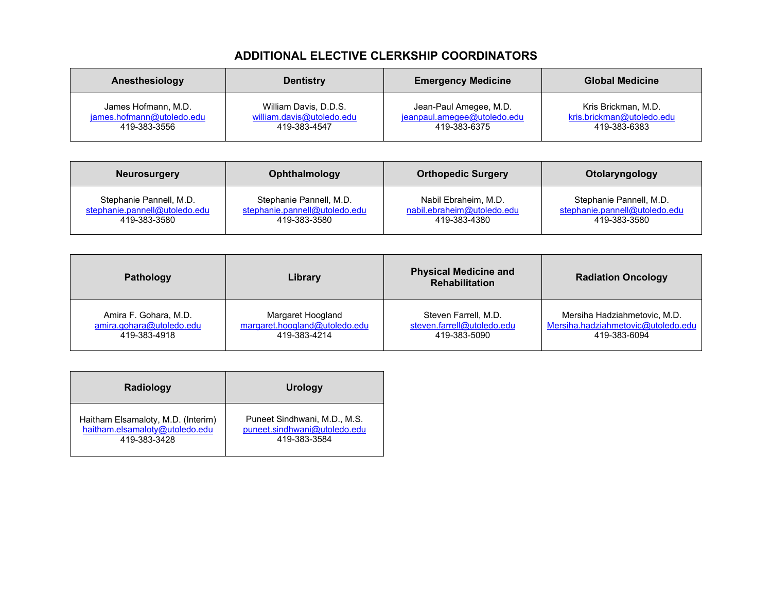# ADDITIONAL ELECTIVE CLERKSHIP COORDINATORS

| Anesthesiology | Dentistry | Emergency Medicine | Global Medicine |
|---|---|---|---|
| James Hofmann, M.D.<br>james.hofmann@utoledo.edu<br>419-383-3556 | William Davis, D.D.S.<br>william.davis@utoledo.edu<br>419-383-4547 | Jean-Paul Amegee, M.D.<br>jeanpaul.amegee@utoledo.edu<br>419-383-6375 | Kris Brickman, M.D.<br>kris.brickman@utoledo.edu<br>419-383-6383 |

| Neurosurgery | Ophthalmology | Orthopedic Surgery | Otolaryngology |
|---|---|---|---|
| Stephanie Pannell, M.D.<br>stephanie.pannell@utoledo.edu<br>419-383-3580 | Stephanie Pannell, M.D.<br>stephanie.pannell@utoledo.edu<br>419-383-3580 | Nabil Ebraheim, M.D.<br>nabil.ebraheim@utoledo.edu<br>419-383-4380 | Stephanie Pannell, M.D.<br>stephanie.pannell@utoledo.edu<br>419-383-3580 |

| Pathology | Library | Physical Medicine and Rehabilitation | Radiation Oncology |
|---|---|---|---|
| Amira F. Gohara, M.D.<br>amira.gohara@utoledo.edu<br>419-383-4918 | Margaret Hoogland<br>margaret.hoogland@utoledo.edu<br>419-383-4214 | Steven Farrell, M.D.<br>steven.farrell@utoledo.edu<br>419-383-5090 | Mersiha Hadziahmetovic, M.D.<br>Mersiha.hadziahmetovic@utoledo.edu<br>419-383-6094 |

| Radiology | Urology |
|---|---|
| Haitham Elsamaloty, M.D. (Interim)<br>haitham.elsamaloty@utoledo.edu<br>419-383-3428 | Puneet Sindhwani, M.D., M.S.<br>puneet.sindhwani@utoledo.edu<br>419-383-3584 |